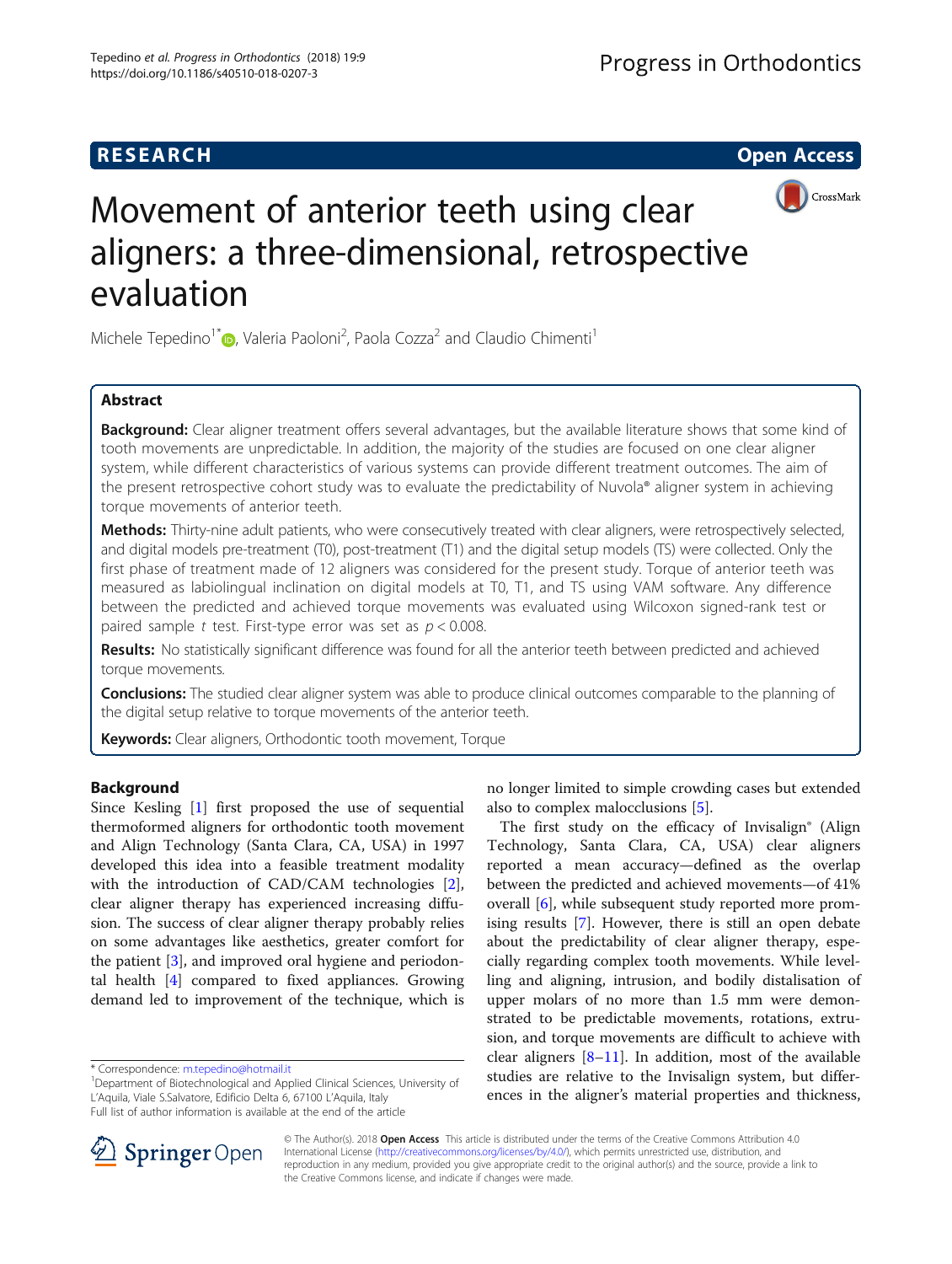**RESEARCH** **Open Access**

# Movement of anterior teeth using clear aligners: a three-dimensional, retrospective evaluation

Michele Tepedino[1*], Valeria Paoloni[2], Paola Cozza[2] and Claudio Chimenti[1]

## Abstract

**Background:** Clear aligner treatment offers several advantages, but the available literature shows that some kind of tooth movements are unpredictable. In addition, the majority of the studies are focused on one clear aligner system, while different characteristics of various systems can provide different treatment outcomes. The aim of the present retrospective cohort study was to evaluate the predictability of Nuvola® aligner system in achieving torque movements of anterior teeth.

**Methods:** Thirty-nine adult patients, who were consecutively treated with clear aligners, were retrospectively selected, and digital models pre-treatment (T0), post-treatment (T1) and the digital setup models (TS) were collected. Only the first phase of treatment made of 12 aligners was considered for the present study. Torque of anterior teeth was measured as labiolingual inclination on digital models at T0, T1, and TS using VAM software. Any difference between the predicted and achieved torque movements was evaluated using Wilcoxon signed-rank test or paired sample *t* test. First-type error was set as $p < 0.008$.

**Results:** No statistically significant difference was found for all the anterior teeth between predicted and achieved torque movements.

**Conclusions:** The studied clear aligner system was able to produce clinical outcomes comparable to the planning of the digital setup relative to torque movements of the anterior teeth.

**Keywords:** Clear aligners, Orthodontic tooth movement, Torque

## Background

Since Kesling [1] first proposed the use of sequential thermoformed aligners for orthodontic tooth movement and Align Technology (Santa Clara, CA, USA) in 1997 developed this idea into a feasible treatment modality with the introduction of CAD/CAM technologies [2], clear aligner therapy has experienced increasing diffusion. The success of clear aligner therapy probably relies on some advantages like aesthetics, greater comfort for the patient [3], and improved oral hygiene and periodontal health [4] compared to fixed appliances. Growing demand led to improvement of the technique, which is no longer limited to simple crowding cases but extended also to complex malocclusions [5].

The first study on the efficacy of Invisalign® (Align Technology, Santa Clara, CA, USA) clear aligners reported a mean accuracy—defined as the overlap between the predicted and achieved movements—of 41% overall [6], while subsequent study reported more promising results [7]. However, there is still an open debate about the predictability of clear aligner therapy, especially regarding complex tooth movements. While levelling and aligning, intrusion, and bodily distalisation of upper molars of no more than 1.5 mm were demonstrated to be predictable movements, rotations, extrusion, and torque movements are difficult to achieve with clear aligners [8–11]. In addition, most of the available studies are relative to the Invisalign system, but differences in the aligner's material properties and thickness,

\* Correspondence: m.tepedino@hotmail.it
[1]Department of Biotechnological and Applied Clinical Sciences, University of L'Aquila, Viale S.Salvatore, Edificio Delta 6, 67100 L'Aquila, Italy
Full list of author information is available at the end of the article

© The Author(s). 2018 **Open Access** This article is distributed under the terms of the Creative Commons Attribution 4.0 International License (http://creativecommons.org/licenses/by/4.0/), which permits unrestricted use, distribution, and reproduction in any medium, provided you give appropriate credit to the original author(s) and the source, provide a link to the Creative Commons license, and indicate if changes were made.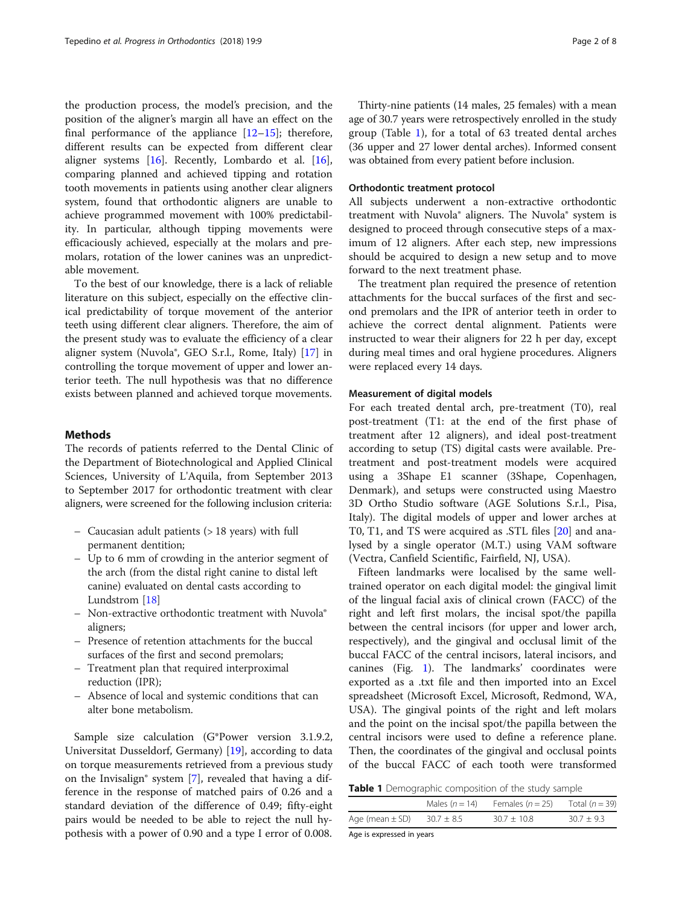the production process, the model's precision, and the position of the aligner's margin all have an effect on the final performance of the appliance [12–15]; therefore, different results can be expected from different clear aligner systems [16]. Recently, Lombardo et al. [16], comparing planned and achieved tipping and rotation tooth movements in patients using another clear aligners system, found that orthodontic aligners are unable to achieve programmed movement with 100% predictability. In particular, although tipping movements were efficaciously achieved, especially at the molars and premolars, rotation of the lower canines was an unpredictable movement.

To the best of our knowledge, there is a lack of reliable literature on this subject, especially on the effective clinical predictability of torque movement of the anterior teeth using different clear aligners. Therefore, the aim of the present study was to evaluate the efficiency of a clear aligner system (Nuvola®, GEO S.r.l., Rome, Italy) [17] in controlling the torque movement of upper and lower anterior teeth. The null hypothesis was that no difference exists between planned and achieved torque movements.

## Methods

The records of patients referred to the Dental Clinic of the Department of Biotechnological and Applied Clinical Sciences, University of L'Aquila, from September 2013 to September 2017 for orthodontic treatment with clear aligners, were screened for the following inclusion criteria:

- Caucasian adult patients (> 18 years) with full permanent dentition;
- Up to 6 mm of crowding in the anterior segment of the arch (from the distal right canine to distal left canine) evaluated on dental casts according to Lundstrom [18]
- Non-extractive orthodontic treatment with Nuvola® aligners;
- Presence of retention attachments for the buccal surfaces of the first and second premolars;
- Treatment plan that required interproximal reduction (IPR);
- Absence of local and systemic conditions that can alter bone metabolism.

Sample size calculation (G*Power version 3.1.9.2, Universitat Dusseldorf, Germany) [19], according to data on torque measurements retrieved from a previous study on the Invisalign® system [7], revealed that having a difference in the response of matched pairs of 0.26 and a standard deviation of the difference of 0.49; fifty-eight pairs would be needed to be able to reject the null hypothesis with a power of 0.90 and a type I error of 0.008.

Thirty-nine patients (14 males, 25 females) with a mean age of 30.7 years were retrospectively enrolled in the study group (Table 1), for a total of 63 treated dental arches (36 upper and 27 lower dental arches). Informed consent was obtained from every patient before inclusion.

### Orthodontic treatment protocol

All subjects underwent a non-extractive orthodontic treatment with Nuvola® aligners. The Nuvola® system is designed to proceed through consecutive steps of a maximum of 12 aligners. After each step, new impressions should be acquired to design a new setup and to move forward to the next treatment phase.

The treatment plan required the presence of retention attachments for the buccal surfaces of the first and second premolars and the IPR of anterior teeth in order to achieve the correct dental alignment. Patients were instructed to wear their aligners for 22 h per day, except during meal times and oral hygiene procedures. Aligners were replaced every 14 days.

### Measurement of digital models

For each treated dental arch, pre-treatment (T0), real post-treatment (T1: at the end of the first phase of treatment after 12 aligners), and ideal post-treatment according to setup (TS) digital casts were available. Pre-treatment and post-treatment models were acquired using a 3Shape E1 scanner (3Shape, Copenhagen, Denmark), and setups were constructed using Maestro 3D Ortho Studio software (AGE Solutions S.r.l., Pisa, Italy). The digital models of upper and lower arches at T0, T1, and TS were acquired as .STL files [20] and analysed by a single operator (M.T.) using VAM software (Vectra, Canfield Scientific, Fairfield, NJ, USA).

Fifteen landmarks were localised by the same well-trained operator on each digital model: the gingival limit of the lingual facial axis of clinical crown (FACC) of the right and left first molars, the incisal spot/the papilla between the central incisors (for upper and lower arch, respectively), and the gingival and occlusal limit of the buccal FACC of the central incisors, lateral incisors, and canines (Fig. 1). The landmarks' coordinates were exported as a .txt file and then imported into an Excel spreadsheet (Microsoft Excel, Microsoft, Redmond, WA, USA). The gingival points of the right and left molars and the point on the incisal spot/the papilla between the central incisors were used to define a reference plane. Then, the coordinates of the gingival and occlusal points of the buccal FACC of each tooth were transformed

**Table 1** Demographic composition of the study sample

| | Males ($n = 14$) | Females ($n = 25$) | Total ($n = 39$) |
|---|---|---|---|
| Age (mean ± SD) | 30.7 ± 8.5 | 30.7 ± 10.8 | 30.7 ± 9.3 |

Age is expressed in years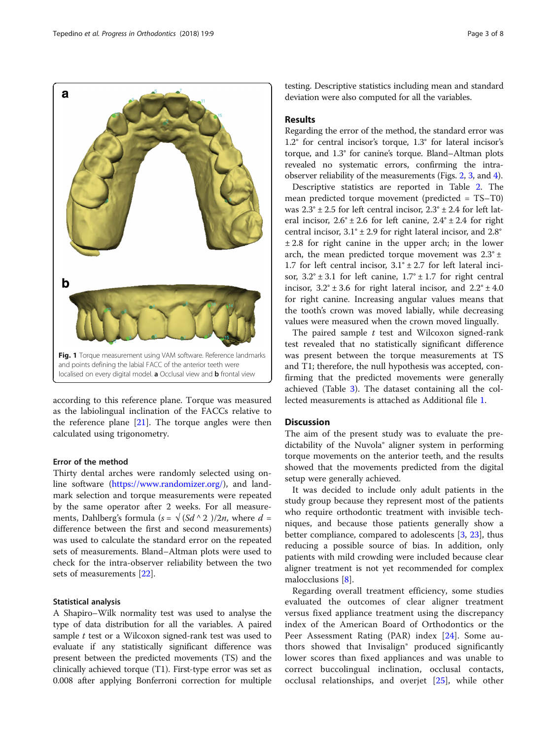Fig. 1 Torque measurement using VAM software. Reference landmarks and points defining the labial FACC of the anterior teeth were localised on every digital model. **a** Occlusal view and **b** frontal view

according to this reference plane. Torque was measured as the labiolingual inclination of the FACCs relative to the reference plane [21]. The torque angles were then calculated using trigonometry.

### Error of the method

Thirty dental arches were randomly selected using online software (https://www.randomizer.org/), and landmark selection and torque measurements were repeated by the same operator after 2 weeks. For all measurements, Dahlberg's formula ($s = \sqrt{(Sd^2)/2n}$, where $d$ = difference between the first and second measurements) was used to calculate the standard error on the repeated sets of measurements. Bland–Altman plots were used to check for the intra-observer reliability between the two sets of measurements [22].

### Statistical analysis

A Shapiro–Wilk normality test was used to analyse the type of data distribution for all the variables. A paired sample $t$ test or a Wilcoxon signed-rank test was used to evaluate if any statistically significant difference was present between the predicted movements (TS) and the clinically achieved torque (T1). First-type error was set as 0.008 after applying Bonferroni correction for multiple testing. Descriptive statistics including mean and standard deviation were also computed for all the variables.

## Results

Regarding the error of the method, the standard error was 1.2° for central incisor's torque, 1.3° for lateral incisor's torque, and 1.3° for canine's torque. Bland–Altman plots revealed no systematic errors, confirming the intra-observer reliability of the measurements (Figs. 2, 3, and 4).

Descriptive statistics are reported in Table 2. The mean predicted torque movement (predicted = TS–T0) was 2.3° ± 2.5 for left central incisor, 2.3° ± 2.4 for left lateral incisor, 2.6° ± 2.6 for left canine, 2.4° ± 2.4 for right central incisor, 3.1° ± 2.9 for right lateral incisor, and 2.8° ± 2.8 for right canine in the upper arch; in the lower arch, the mean predicted torque movement was 2.3° ± 1.7 for left central incisor, 3.1° ± 2.7 for left lateral incisor, 3.2° ± 3.1 for left canine, 1.7° ± 1.7 for right central incisor, 3.2° ± 3.6 for right lateral incisor, and 2.2° ± 4.0 for right canine. Increasing angular values means that the tooth's crown was moved labially, while decreasing values were measured when the crown moved lingually.

The paired sample $t$ test and Wilcoxon signed-rank test revealed that no statistically significant difference was present between the torque measurements at TS and T1; therefore, the null hypothesis was accepted, confirming that the predicted movements were generally achieved (Table 3). The dataset containing all the collected measurements is attached as Additional file 1.

## Discussion

The aim of the present study was to evaluate the predictability of the Nuvola® aligner system in performing torque movements on the anterior teeth, and the results showed that the movements predicted from the digital setup were generally achieved.

It was decided to include only adult patients in the study group because they represent most of the patients who require orthodontic treatment with invisible techniques, and because those patients generally show a better compliance, compared to adolescents [3, 23], thus reducing a possible source of bias. In addition, only patients with mild crowding were included because clear aligner treatment is not yet recommended for complex malocclusions [8].

Regarding overall treatment efficiency, some studies evaluated the outcomes of clear aligner treatment versus fixed appliance treatment using the discrepancy index of the American Board of Orthodontics or the Peer Assessment Rating (PAR) index [24]. Some authors showed that Invisalign® produced significantly lower scores than fixed appliances and was unable to correct buccolingual inclination, occlusal contacts, occlusal relationships, and overjet [25], while other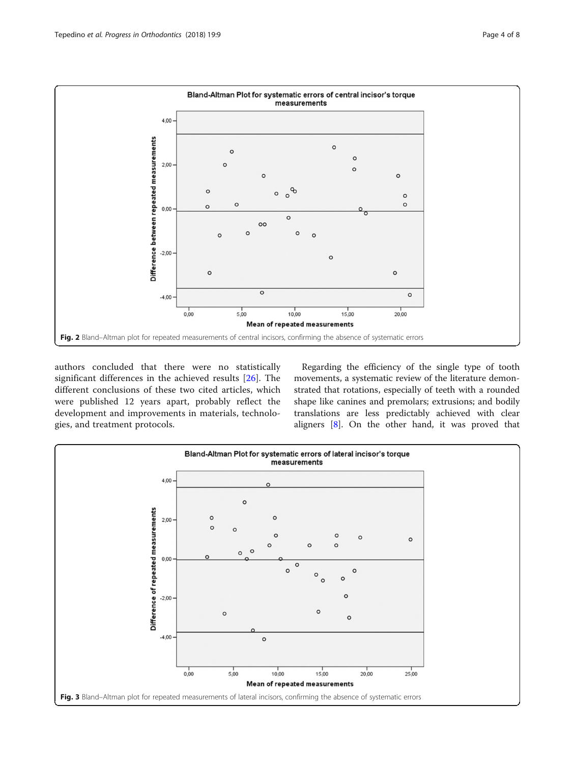Fig. 2 Bland–Altman plot for repeated measurements of central incisors, confirming the absence of systematic errors

authors concluded that there were no statistically significant differences in the achieved results [26]. The different conclusions of these two cited articles, which were published 12 years apart, probably reflect the development and improvements in materials, technologies, and treatment protocols.

Regarding the efficiency of the single type of tooth movements, a systematic review of the literature demonstrated that rotations, especially of teeth with a rounded shape like canines and premolars; extrusions; and bodily translations are less predictably achieved with clear aligners [8]. On the other hand, it was proved that

Fig. 3 Bland–Altman plot for repeated measurements of lateral incisors, confirming the absence of systematic errors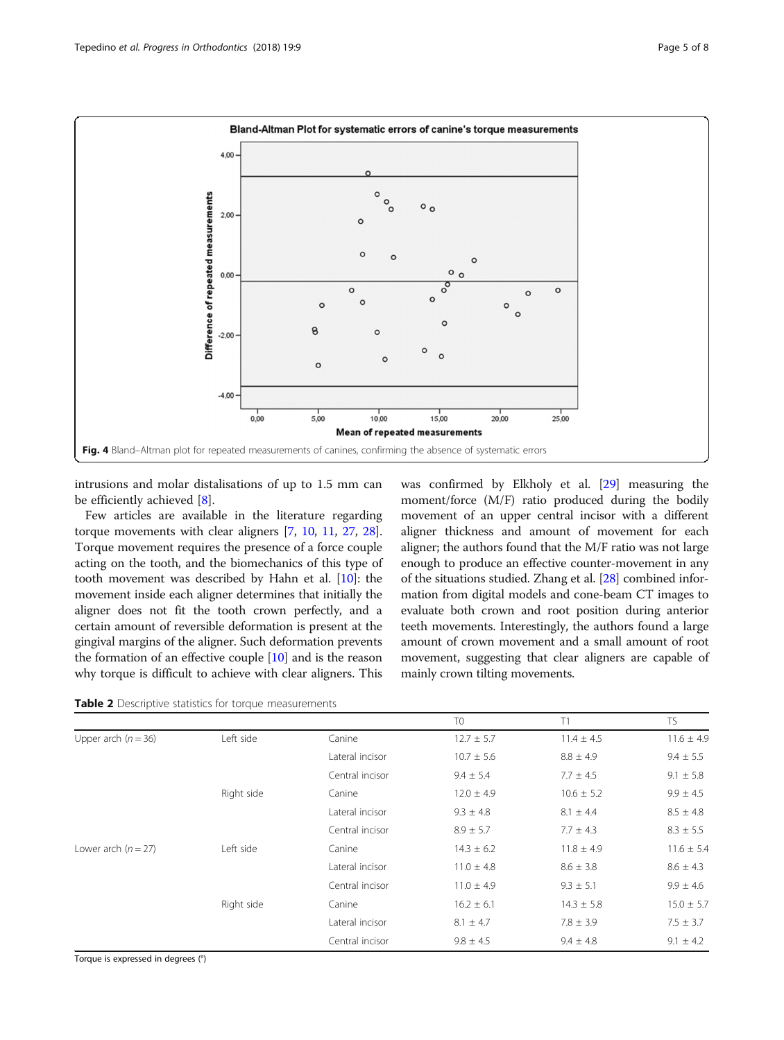Fig. 4 Bland–Altman plot for repeated measurements of canines, confirming the absence of systematic errors

intrusions and molar distalisations of up to 1.5 mm can be efficiently achieved [8].

Few articles are available in the literature regarding torque movements with clear aligners [7, 10, 11, 27, 28]. Torque movement requires the presence of a force couple acting on the tooth, and the biomechanics of this type of tooth movement was described by Hahn et al. [10]: the movement inside each aligner determines that initially the aligner does not fit the tooth crown perfectly, and a certain amount of reversible deformation is present at the gingival margins of the aligner. Such deformation prevents the formation of an effective couple [10] and is the reason why torque is difficult to achieve with clear aligners. This was confirmed by Elkholy et al. [29] measuring the moment/force (M/F) ratio produced during the bodily movement of an upper central incisor with a different aligner thickness and amount of movement for each aligner; the authors found that the M/F ratio was not large enough to produce an effective counter-movement in any of the situations studied. Zhang et al. [28] combined information from digital models and cone-beam CT images to evaluate both crown and root position during anterior teeth movements. Interestingly, the authors found a large amount of crown movement and a small amount of root movement, suggesting that clear aligners are capable of mainly crown tilting movements.

**Table 2** Descriptive statistics for torque measurements

| | | | T0 | T1 | TS |
|---|---|---|---|---|---|
| Upper arch ($n = 36$) | Left side | Canine | 12.7 ± 5.7 | 11.4 ± 4.5 | 11.6 ± 4.9 |
| | | Lateral incisor | 10.7 ± 5.6 | 8.8 ± 4.9 | 9.4 ± 5.5 |
| | | Central incisor | 9.4 ± 5.4 | 7.7 ± 4.5 | 9.1 ± 5.8 |
| | Right side | Canine | 12.0 ± 4.9 | 10.6 ± 5.2 | 9.9 ± 4.5 |
| | | Lateral incisor | 9.3 ± 4.8 | 8.1 ± 4.4 | 8.5 ± 4.8 |
| | | Central incisor | 8.9 ± 5.7 | 7.7 ± 4.3 | 8.3 ± 5.5 |
| Lower arch ($n = 27$) | Left side | Canine | 14.3 ± 6.2 | 11.8 ± 4.9 | 11.6 ± 5.4 |
| | | Lateral incisor | 11.0 ± 4.8 | 8.6 ± 3.8 | 8.6 ± 4.3 |
| | | Central incisor | 11.0 ± 4.9 | 9.3 ± 5.1 | 9.9 ± 4.6 |
| | Right side | Canine | 16.2 ± 6.1 | 14.3 ± 5.8 | 15.0 ± 5.7 |
| | | Lateral incisor | 8.1 ± 4.7 | 7.8 ± 3.9 | 7.5 ± 3.7 |
| | | Central incisor | 9.8 ± 4.5 | 9.4 ± 4.8 | 9.1 ± 4.2 |

Torque is expressed in degrees (°)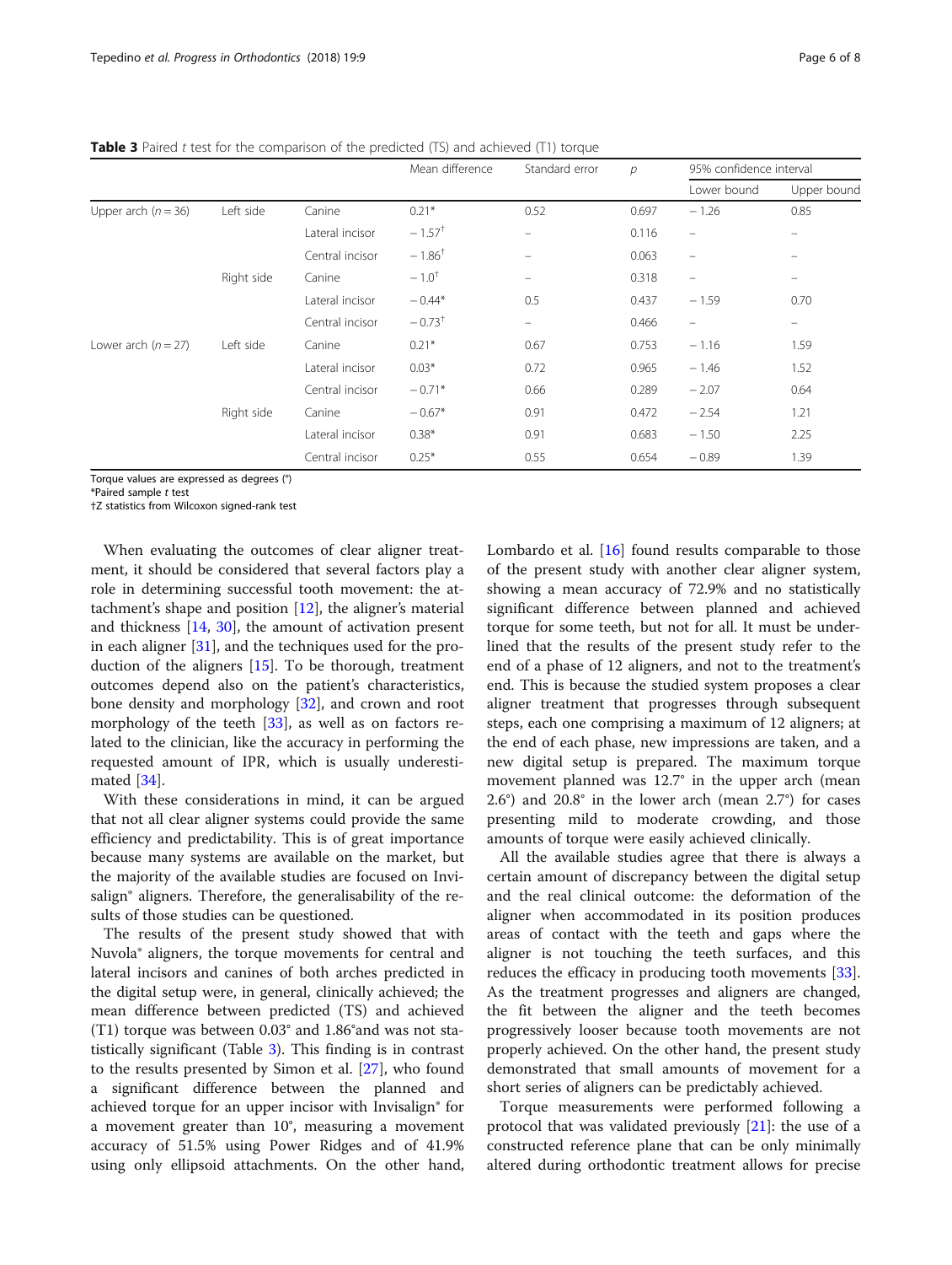**Table 3** Paired *t* test for the comparison of the predicted (TS) and achieved (T1) torque

| | | | Mean difference | Standard error | *p* | 95% confidence interval | |
|---|---|---|---|---|---|---|---|
| | | | | | | Lower bound | Upper bound |
| Upper arch ($n = 36$) | Left side | Canine | 0.21* | 0.52 | 0.697 | − 1.26 | 0.85 |
| | | Lateral incisor | − 1.57† | – | 0.116 | – | – |
| | | Central incisor | − 1.86† | – | 0.063 | – | – |
| | Right side | Canine | − 1.0† | – | 0.318 | – | – |
| | | Lateral incisor | − 0.44* | 0.5 | 0.437 | − 1.59 | 0.70 |
| | | Central incisor | − 0.73† | – | 0.466 | – | – |
| Lower arch ($n = 27$) | Left side | Canine | 0.21* | 0.67 | 0.753 | − 1.16 | 1.59 |
| | | Lateral incisor | 0.03* | 0.72 | 0.965 | − 1.46 | 1.52 |
| | | Central incisor | − 0.71* | 0.66 | 0.289 | − 2.07 | 0.64 |
| | Right side | Canine | − 0.67* | 0.91 | 0.472 | − 2.54 | 1.21 |
| | | Lateral incisor | 0.38* | 0.91 | 0.683 | − 1.50 | 2.25 |
| | | Central incisor | 0.25* | 0.55 | 0.654 | − 0.89 | 1.39 |

Torque values are expressed as degrees (°)
*Paired sample *t* test
†Z statistics from Wilcoxon signed-rank test

When evaluating the outcomes of clear aligner treatment, it should be considered that several factors play a role in determining successful tooth movement: the attachment's shape and position [12], the aligner's material and thickness [14, 30], the amount of activation present in each aligner [31], and the techniques used for the production of the aligners [15]. To be thorough, treatment outcomes depend also on the patient's characteristics, bone density and morphology [32], and crown and root morphology of the teeth [33], as well as on factors related to the clinician, like the accuracy in performing the requested amount of IPR, which is usually underestimated [34].

With these considerations in mind, it can be argued that not all clear aligner systems could provide the same efficiency and predictability. This is of great importance because many systems are available on the market, but the majority of the available studies are focused on Invisalign® aligners. Therefore, the generalisability of the results of those studies can be questioned.

The results of the present study showed that with Nuvola® aligners, the torque movements for central and lateral incisors and canines of both arches predicted in the digital setup were, in general, clinically achieved; the mean difference between predicted (TS) and achieved (T1) torque was between 0.03° and 1.86°and was not statistically significant (Table 3). This finding is in contrast to the results presented by Simon et al. [27], who found a significant difference between the planned and achieved torque for an upper incisor with Invisalign® for a movement greater than 10°, measuring a movement accuracy of 51.5% using Power Ridges and of 41.9% using only ellipsoid attachments. On the other hand, Lombardo et al. [16] found results comparable to those of the present study with another clear aligner system, showing a mean accuracy of 72.9% and no statistically significant difference between planned and achieved torque for some teeth, but not for all. It must be underlined that the results of the present study refer to the end of a phase of 12 aligners, and not to the treatment's end. This is because the studied system proposes a clear aligner treatment that progresses through subsequent steps, each one comprising a maximum of 12 aligners; at the end of each phase, new impressions are taken, and a new digital setup is prepared. The maximum torque movement planned was 12.7° in the upper arch (mean 2.6°) and 20.8° in the lower arch (mean 2.7°) for cases presenting mild to moderate crowding, and those amounts of torque were easily achieved clinically.

All the available studies agree that there is always a certain amount of discrepancy between the digital setup and the real clinical outcome: the deformation of the aligner when accommodated in its position produces areas of contact with the teeth and gaps where the aligner is not touching the teeth surfaces, and this reduces the efficacy in producing tooth movements [33]. As the treatment progresses and aligners are changed, the fit between the aligner and the teeth becomes progressively looser because tooth movements are not properly achieved. On the other hand, the present study demonstrated that small amounts of movement for a short series of aligners can be predictably achieved.

Torque measurements were performed following a protocol that was validated previously [21]: the use of a constructed reference plane that can be only minimally altered during orthodontic treatment allows for precise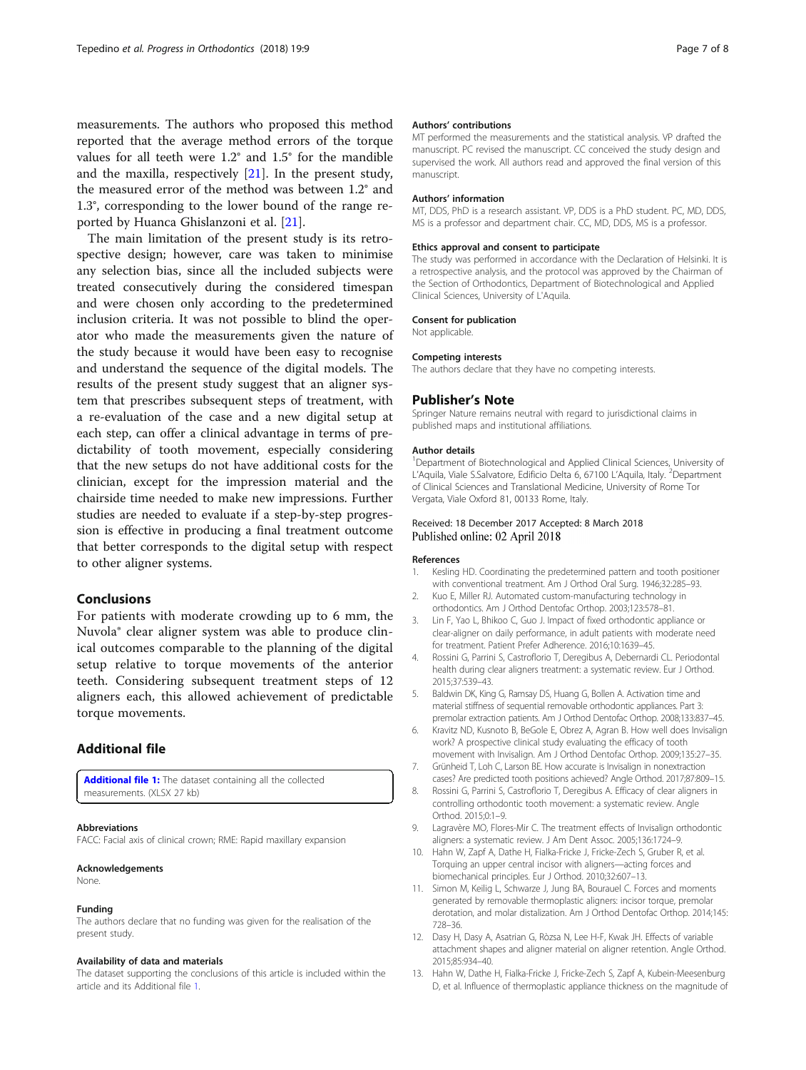measurements. The authors who proposed this method reported that the average method errors of the torque values for all teeth were 1.2° and 1.5° for the mandible and the maxilla, respectively [21]. In the present study, the measured error of the method was between 1.2° and 1.3°, corresponding to the lower bound of the range reported by Huanca Ghislanzoni et al. [21].

The main limitation of the present study is its retrospective design; however, care was taken to minimise any selection bias, since all the included subjects were treated consecutively during the considered timespan and were chosen only according to the predetermined inclusion criteria. It was not possible to blind the operator who made the measurements given the nature of the study because it would have been easy to recognise and understand the sequence of the digital models. The results of the present study suggest that an aligner system that prescribes subsequent steps of treatment, with a re-evaluation of the case and a new digital setup at each step, can offer a clinical advantage in terms of predictability of tooth movement, especially considering that the new setups do not have additional costs for the clinician, except for the impression material and the chairside time needed to make new impressions. Further studies are needed to evaluate if a step-by-step progression is effective in producing a final treatment outcome that better corresponds to the digital setup with respect to other aligner systems.

## Conclusions

For patients with moderate crowding up to 6 mm, the Nuvola® clear aligner system was able to produce clinical outcomes comparable to the planning of the digital setup relative to torque movements of the anterior teeth. Considering subsequent treatment steps of 12 aligners each, this allowed achievement of predictable torque movements.

## Additional file

**Additional file 1:** The dataset containing all the collected measurements. (XLSX 27 kb)

#### Abbreviations

FACC: Facial axis of clinical crown; RME: Rapid maxillary expansion

#### Acknowledgements

None.

#### Funding

The authors declare that no funding was given for the realisation of the present study.

#### Availability of data and materials

The dataset supporting the conclusions of this article is included within the article and its Additional file 1.

#### Authors' contributions

MT performed the measurements and the statistical analysis. VP drafted the manuscript. PC revised the manuscript. CC conceived the study design and supervised the work. All authors read and approved the final version of this manuscript.

#### Authors' information

MT, DDS, PhD is a research assistant. VP, DDS is a PhD student. PC, MD, DDS, MS is a professor and department chair. CC, MD, DDS, MS is a professor.

#### Ethics approval and consent to participate

The study was performed in accordance with the Declaration of Helsinki. It is a retrospective analysis, and the protocol was approved by the Chairman of the Section of Orthodontics, Department of Biotechnological and Applied Clinical Sciences, University of L'Aquila.

#### Consent for publication

Not applicable.

#### Competing interests

The authors declare that they have no competing interests.

## Publisher's Note

Springer Nature remains neutral with regard to jurisdictional claims in published maps and institutional affiliations.

#### Author details

[1]Department of Biotechnological and Applied Clinical Sciences, University of L'Aquila, Viale S.Salvatore, Edificio Delta 6, 67100 L'Aquila, Italy. [2]Department of Clinical Sciences and Translational Medicine, University of Rome Tor Vergata, Viale Oxford 81, 00133 Rome, Italy.

Received: 18 December 2017 Accepted: 8 March 2018
Published online: 02 April 2018

#### References

1. Kesling HD. Coordinating the predetermined pattern and tooth positioner with conventional treatment. Am J Orthod Oral Surg. 1946;32:285–93.
2. Kuo E, Miller RJ. Automated custom-manufacturing technology in orthodontics. Am J Orthod Dentofac Orthop. 2003;123:578–81.
3. Lin F, Yao L, Bhikoo C, Guo J. Impact of fixed orthodontic appliance or clear-aligner on daily performance, in adult patients with moderate need for treatment. Patient Prefer Adherence. 2016;10:1639–45.
4. Rossini G, Parrini S, Castroflorio T, Deregibus A, Debernardi CL. Periodontal health during clear aligners treatment: a systematic review. Eur J Orthod. 2015;37:539–43.
5. Baldwin DK, King G, Ramsay DS, Huang G, Bollen A. Activation time and material stiffness of sequential removable orthodontic appliances. Part 3: premolar extraction patients. Am J Orthod Dentofac Orthop. 2008;133:837–45.
6. Kravitz ND, Kusnoto B, BeGole E, Obrez A, Agran B. How well does Invisalign work? A prospective clinical study evaluating the efficacy of tooth movement with Invisalign. Am J Orthod Dentofac Orthop. 2009;135:27–35.
7. Grünheid T, Loh C, Larson BE. How accurate is Invisalign in nonextraction cases? Are predicted tooth positions achieved? Angle Orthod. 2017;87:809–15.
8. Rossini G, Parrini S, Castroflorio T, Deregibus A. Efficacy of clear aligners in controlling orthodontic tooth movement: a systematic review. Angle Orthod. 2015;0:1–9.
9. Lagravère MO, Flores-Mir C. The treatment effects of Invisalign orthodontic aligners: a systematic review. J Am Dent Assoc. 2005;136:1724–9.
10. Hahn W, Zapf A, Dathe H, Fialka-Fricke J, Fricke-Zech S, Gruber R, et al. Torquing an upper central incisor with aligners—acting forces and biomechanical principles. Eur J Orthod. 2010;32:607–13.
11. Simon M, Keilig L, Schwarze J, Jung BA, Bourauel C. Forces and moments generated by removable thermoplastic aligners: incisor torque, premolar derotation, and molar distalization. Am J Orthod Dentofac Orthop. 2014;145:728–36.
12. Dasy H, Dasy A, Asatrian G, Ròzsa N, Lee H-F, Kwak JH. Effects of variable attachment shapes and aligner material on aligner retention. Angle Orthod. 2015;85:934–40.
13. Hahn W, Dathe H, Fialka-Fricke J, Fricke-Zech S, Zapf A, Kubein-Meesenburg D, et al. Influence of thermoplastic appliance thickness on the magnitude of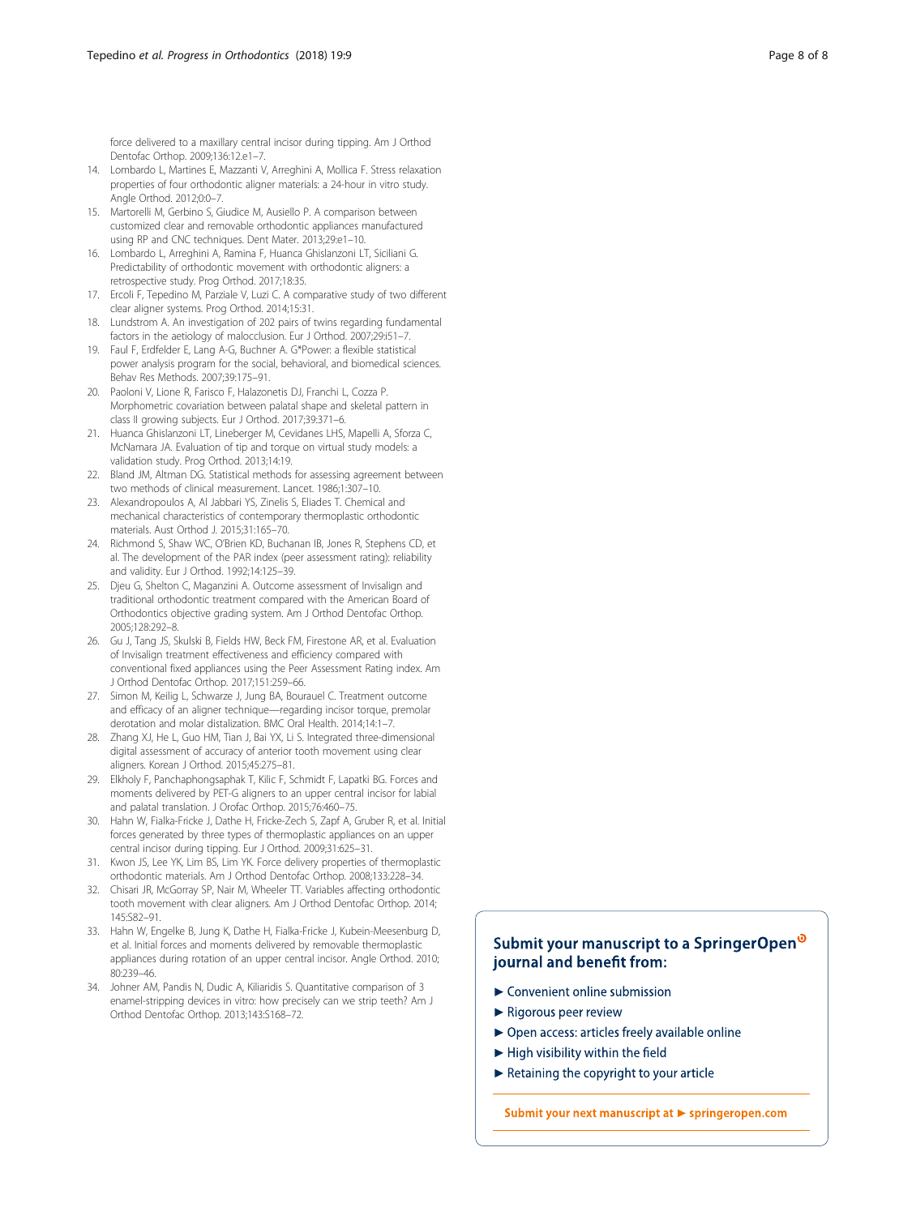force delivered to a maxillary central incisor during tipping. Am J Orthod Dentofac Orthop. 2009;136:12.e1–7.

14. Lombardo L, Martines E, Mazzanti V, Arreghini A, Mollica F. Stress relaxation properties of four orthodontic aligner materials: a 24-hour in vitro study. Angle Orthod. 2012;0:0–7.
15. Martorelli M, Gerbino S, Giudice M, Ausiello P. A comparison between customized clear and removable orthodontic appliances manufactured using RP and CNC techniques. Dent Mater. 2013;29:e1–10.
16. Lombardo L, Arreghini A, Ramina F, Huanca Ghislanzoni LT, Siciliani G. Predictability of orthodontic movement with orthodontic aligners: a retrospective study. Prog Orthod. 2017;18:35.
17. Ercoli F, Tepedino M, Parziale V, Luzi C. A comparative study of two different clear aligner systems. Prog Orthod. 2014;15:31.
18. Lundstrom A. An investigation of 202 pairs of twins regarding fundamental factors in the aetiology of malocclusion. Eur J Orthod. 2007;29:i51–7.
19. Faul F, Erdfelder E, Lang A-G, Buchner A. G*Power: a flexible statistical power analysis program for the social, behavioral, and biomedical sciences. Behav Res Methods. 2007;39:175–91.
20. Paoloni V, Lione R, Farisco F, Halazonetis DJ, Franchi L, Cozza P. Morphometric covariation between palatal shape and skeletal pattern in class II growing subjects. Eur J Orthod. 2017;39:371–6.
21. Huanca Ghislanzoni LT, Lineberger M, Cevidanes LHS, Mapelli A, Sforza C, McNamara JA. Evaluation of tip and torque on virtual study models: a validation study. Prog Orthod. 2013;14:19.
22. Bland JM, Altman DG. Statistical methods for assessing agreement between two methods of clinical measurement. Lancet. 1986;1:307–10.
23. Alexandropoulos A, Al Jabbari YS, Zinelis S, Eliades T. Chemical and mechanical characteristics of contemporary thermoplastic orthodontic materials. Aust Orthod J. 2015;31:165–70.
24. Richmond S, Shaw WC, O'Brien KD, Buchanan IB, Jones R, Stephens CD, et al. The development of the PAR index (peer assessment rating): reliability and validity. Eur J Orthod. 1992;14:125–39.
25. Djeu G, Shelton C, Maganzini A. Outcome assessment of Invisalign and traditional orthodontic treatment compared with the American Board of Orthodontics objective grading system. Am J Orthod Dentofac Orthop. 2005;128:292–8.
26. Gu J, Tang JS, Skulski B, Fields HW, Beck FM, Firestone AR, et al. Evaluation of Invisalign treatment effectiveness and efficiency compared with conventional fixed appliances using the Peer Assessment Rating index. Am J Orthod Dentofac Orthop. 2017;151:259–66.
27. Simon M, Keilig L, Schwarze J, Jung BA, Bourauel C. Treatment outcome and efficacy of an aligner technique—regarding incisor torque, premolar derotation and molar distalization. BMC Oral Health. 2014;14:1–7.
28. Zhang XJ, He L, Guo HM, Tian J, Bai YX, Li S. Integrated three-dimensional digital assessment of accuracy of anterior tooth movement using clear aligners. Korean J Orthod. 2015;45:275–81.
29. Elkholy F, Panchaphongsaphak T, Kilic F, Schmidt F, Lapatki BG. Forces and moments delivered by PET-G aligners to an upper central incisor for labial and palatal translation. J Orofac Orthop. 2015;76:460–75.
30. Hahn W, Fialka-Fricke J, Dathe H, Fricke-Zech S, Zapf A, Gruber R, et al. Initial forces generated by three types of thermoplastic appliances on an upper central incisor during tipping. Eur J Orthod. 2009;31:625–31.
31. Kwon JS, Lee YK, Lim BS, Lim YK. Force delivery properties of thermoplastic orthodontic materials. Am J Orthod Dentofac Orthop. 2008;133:228–34.
32. Chisari JR, McGorray SP, Nair M, Wheeler TT. Variables affecting orthodontic tooth movement with clear aligners. Am J Orthod Dentofac Orthop. 2014;145:S82–91.
33. Hahn W, Engelke B, Jung K, Dathe H, Fialka-Fricke J, Kubein-Meesenburg D, et al. Initial forces and moments delivered by removable thermoplastic appliances during rotation of an upper central incisor. Angle Orthod. 2010;80:239–46.
34. Johner AM, Pandis N, Dudic A, Kiliaridis S. Quantitative comparison of 3 enamel-stripping devices in vitro: how precisely can we strip teeth? Am J Orthod Dentofac Orthop. 2013;143:S168–72.